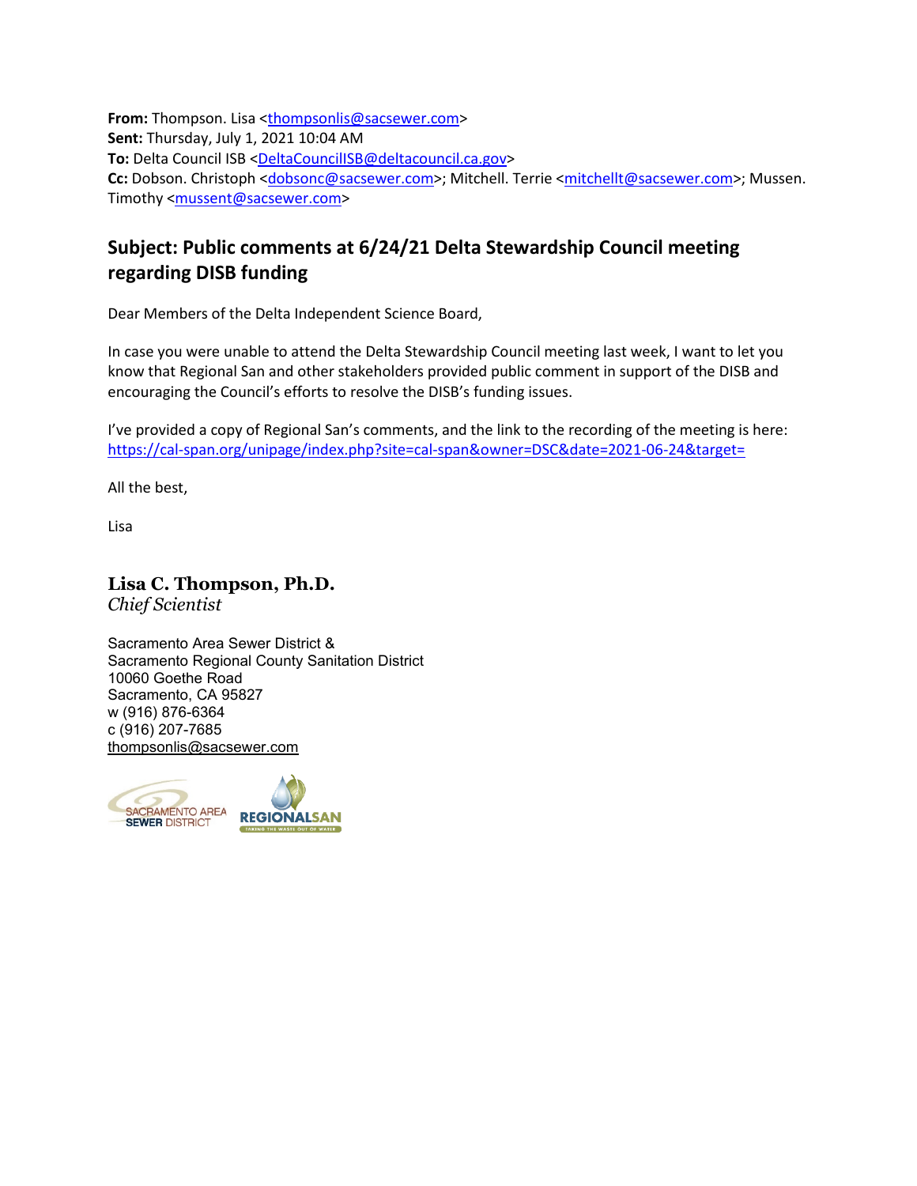**From:** Thompson. Lisa <thompsonlis@sacsewer.com>
**Sent:** Thursday, July 1, 2021 10:04 AM
**To:** Delta Council ISB <DeltaCouncilISB@deltacouncil.ca.gov>
**Cc:** Dobson. Christoph <dobsonc@sacsewer.com>; Mitchell. Terrie <mitchellt@sacsewer.com>; Mussen. Timothy <mussent@sacsewer.com>

## Subject: Public comments at 6/24/21 Delta Stewardship Council meeting regarding DISB funding

Dear Members of the Delta Independent Science Board,

In case you were unable to attend the Delta Stewardship Council meeting last week, I want to let you know that Regional San and other stakeholders provided public comment in support of the DISB and encouraging the Council's efforts to resolve the DISB's funding issues.

I've provided a copy of Regional San's comments, and the link to the recording of the meeting is here: https://cal-span.org/unipage/index.php?site=cal-span&owner=DSC&date=2021-06-24&target=

All the best,

Lisa

**Lisa C. Thompson, Ph.D.**
*Chief Scientist*

Sacramento Area Sewer District &
Sacramento Regional County Sanitation District
10060 Goethe Road
Sacramento, CA 95827
w (916) 876-6364
c (916) 207-7685
thompsonlis@sacsewer.com

SACRAMENTO AREA SEWER DISTRICT    REGIONALSAN TAKING THE WASTE OUT OF WATER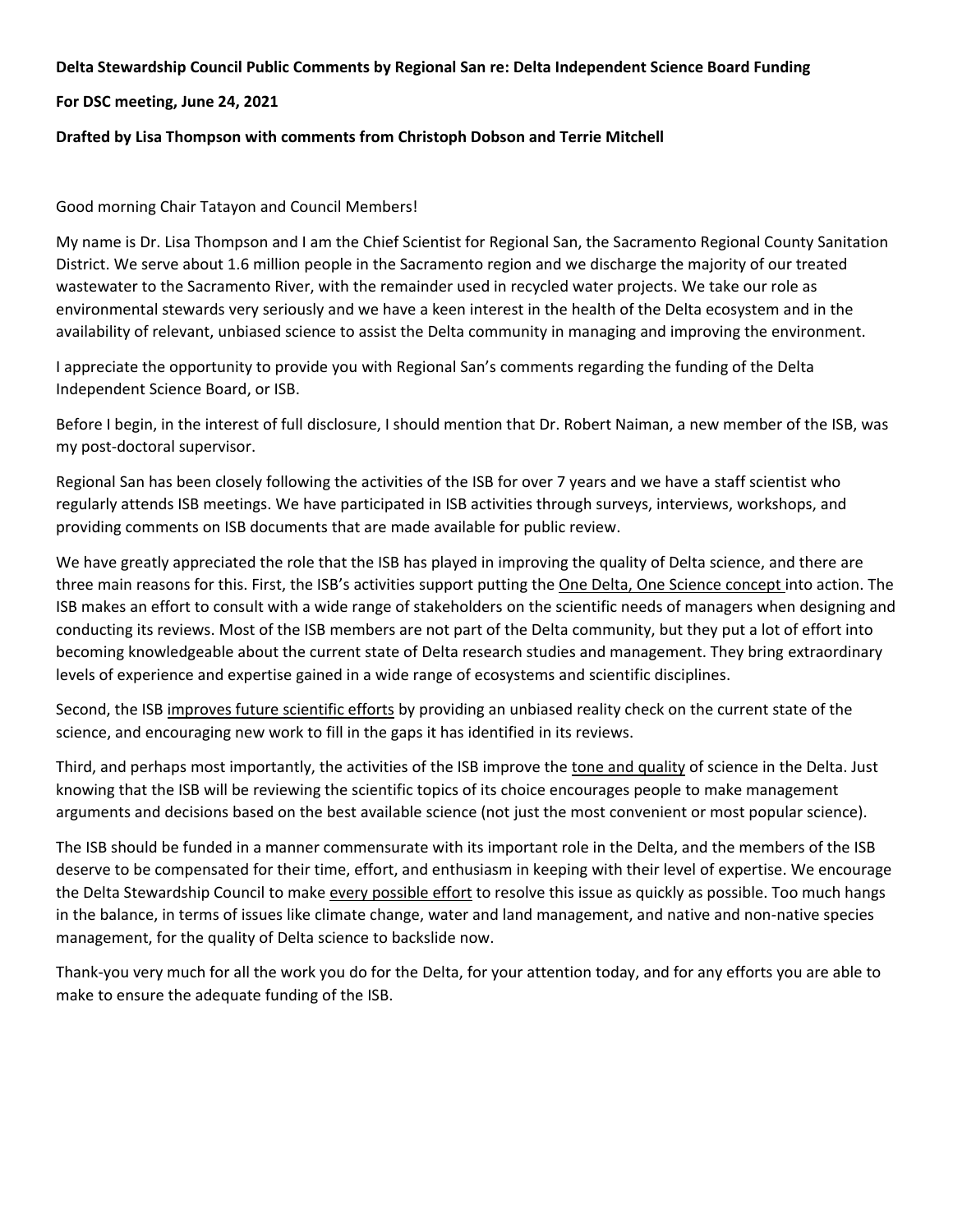**Delta Stewardship Council Public Comments by Regional San re: Delta Independent Science Board Funding**

**For DSC meeting, June 24, 2021**

**Drafted by Lisa Thompson with comments from Christoph Dobson and Terrie Mitchell**

Good morning Chair Tatayon and Council Members!

My name is Dr. Lisa Thompson and I am the Chief Scientist for Regional San, the Sacramento Regional County Sanitation District. We serve about 1.6 million people in the Sacramento region and we discharge the majority of our treated wastewater to the Sacramento River, with the remainder used in recycled water projects. We take our role as environmental stewards very seriously and we have a keen interest in the health of the Delta ecosystem and in the availability of relevant, unbiased science to assist the Delta community in managing and improving the environment.

I appreciate the opportunity to provide you with Regional San's comments regarding the funding of the Delta Independent Science Board, or ISB.

Before I begin, in the interest of full disclosure, I should mention that Dr. Robert Naiman, a new member of the ISB, was my post-doctoral supervisor.

Regional San has been closely following the activities of the ISB for over 7 years and we have a staff scientist who regularly attends ISB meetings. We have participated in ISB activities through surveys, interviews, workshops, and providing comments on ISB documents that are made available for public review.

We have greatly appreciated the role that the ISB has played in improving the quality of Delta science, and there are three main reasons for this. First, the ISB's activities support putting the <u>One Delta, One Science concept</u> into action. The ISB makes an effort to consult with a wide range of stakeholders on the scientific needs of managers when designing and conducting its reviews. Most of the ISB members are not part of the Delta community, but they put a lot of effort into becoming knowledgeable about the current state of Delta research studies and management. They bring extraordinary levels of experience and expertise gained in a wide range of ecosystems and scientific disciplines.

Second, the ISB <u>improves future scientific efforts</u> by providing an unbiased reality check on the current state of the science, and encouraging new work to fill in the gaps it has identified in its reviews.

Third, and perhaps most importantly, the activities of the ISB improve the <u>tone and quality</u> of science in the Delta. Just knowing that the ISB will be reviewing the scientific topics of its choice encourages people to make management arguments and decisions based on the best available science (not just the most convenient or most popular science).

The ISB should be funded in a manner commensurate with its important role in the Delta, and the members of the ISB deserve to be compensated for their time, effort, and enthusiasm in keeping with their level of expertise. We encourage the Delta Stewardship Council to make <u>every possible effort</u> to resolve this issue as quickly as possible. Too much hangs in the balance, in terms of issues like climate change, water and land management, and native and non-native species management, for the quality of Delta science to backslide now.

Thank-you very much for all the work you do for the Delta, for your attention today, and for any efforts you are able to make to ensure the adequate funding of the ISB.